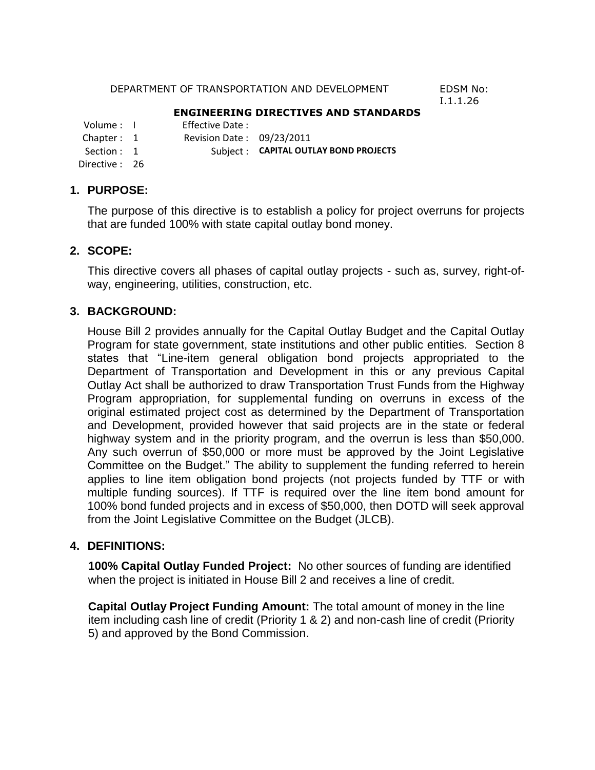DEPARTMENT OF TRANSPORTATION AND DEVELOPMENT

EDSM No: I.1.1.26

**ENGINEERING DIRECTIVES AND STANDARDS**

| | | | |
|---|---|---|---|
| Volume : | I | Effective Date : | |
| Chapter : | 1 | Revision Date : | 09/23/2011 |
| Section : | 1 | Subject : | **CAPITAL OUTLAY BOND PROJECTS** |
| Directive : | 26 | | |

## 1. PURPOSE:

The purpose of this directive is to establish a policy for project overruns for projects that are funded 100% with state capital outlay bond money.

## 2. SCOPE:

This directive covers all phases of capital outlay projects - such as, survey, right-of-way, engineering, utilities, construction, etc.

## 3. BACKGROUND:

House Bill 2 provides annually for the Capital Outlay Budget and the Capital Outlay Program for state government, state institutions and other public entities. Section 8 states that "Line-item general obligation bond projects appropriated to the Department of Transportation and Development in this or any previous Capital Outlay Act shall be authorized to draw Transportation Trust Funds from the Highway Program appropriation, for supplemental funding on overruns in excess of the original estimated project cost as determined by the Department of Transportation and Development, provided however that said projects are in the state or federal highway system and in the priority program, and the overrun is less than $50,000. Any such overrun of $50,000 or more must be approved by the Joint Legislative Committee on the Budget." The ability to supplement the funding referred to herein applies to line item obligation bond projects (not projects funded by TTF or with multiple funding sources). If TTF is required over the line item bond amount for 100% bond funded projects and in excess of $50,000, then DOTD will seek approval from the Joint Legislative Committee on the Budget (JLCB).

## 4. DEFINITIONS:

**100% Capital Outlay Funded Project:** No other sources of funding are identified when the project is initiated in House Bill 2 and receives a line of credit.

**Capital Outlay Project Funding Amount:** The total amount of money in the line item including cash line of credit (Priority 1 & 2) and non-cash line of credit (Priority 5) and approved by the Bond Commission.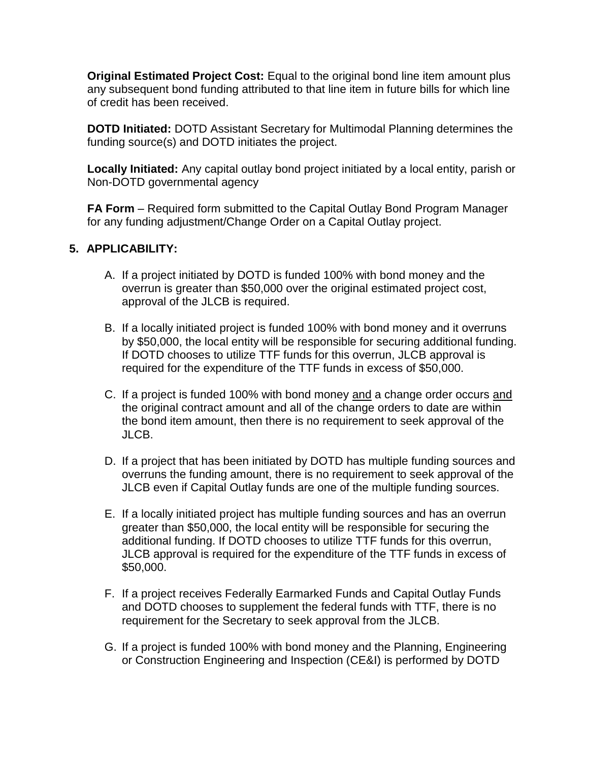**Original Estimated Project Cost:** Equal to the original bond line item amount plus any subsequent bond funding attributed to that line item in future bills for which line of credit has been received.

**DOTD Initiated:** DOTD Assistant Secretary for Multimodal Planning determines the funding source(s) and DOTD initiates the project.

**Locally Initiated:** Any capital outlay bond project initiated by a local entity, parish or Non-DOTD governmental agency

**FA Form** – Required form submitted to the Capital Outlay Bond Program Manager for any funding adjustment/Change Order on a Capital Outlay project.

## 5. APPLICABILITY:

A. If a project initiated by DOTD is funded 100% with bond money and the overrun is greater than $50,000 over the original estimated project cost, approval of the JLCB is required.

B. If a locally initiated project is funded 100% with bond money and it overruns by $50,000, the local entity will be responsible for securing additional funding. If DOTD chooses to utilize TTF funds for this overrun, JLCB approval is required for the expenditure of the TTF funds in excess of $50,000.

C. If a project is funded 100% with bond money <u>and</u> a change order occurs <u>and</u> the original contract amount and all of the change orders to date are within the bond item amount, then there is no requirement to seek approval of the JLCB.

D. If a project that has been initiated by DOTD has multiple funding sources and overruns the funding amount, there is no requirement to seek approval of the JLCB even if Capital Outlay funds are one of the multiple funding sources.

E. If a locally initiated project has multiple funding sources and has an overrun greater than $50,000, the local entity will be responsible for securing the additional funding. If DOTD chooses to utilize TTF funds for this overrun, JLCB approval is required for the expenditure of the TTF funds in excess of $50,000.

F. If a project receives Federally Earmarked Funds and Capital Outlay Funds and DOTD chooses to supplement the federal funds with TTF, there is no requirement for the Secretary to seek approval from the JLCB.

G. If a project is funded 100% with bond money and the Planning, Engineering or Construction Engineering and Inspection (CE&I) is performed by DOTD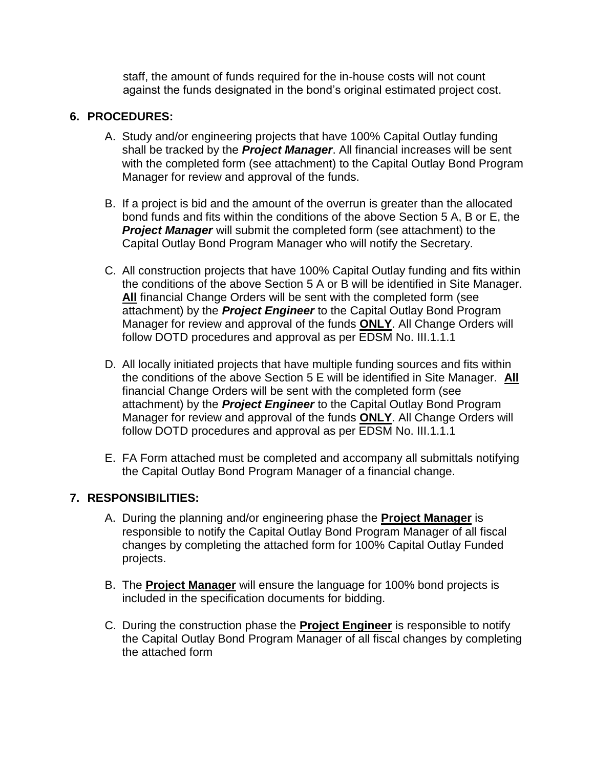staff, the amount of funds required for the in-house costs will not count against the funds designated in the bond's original estimated project cost.

## 6. PROCEDURES:

A. Study and/or engineering projects that have 100% Capital Outlay funding shall be tracked by the ***Project Manager***. All financial increases will be sent with the completed form (see attachment) to the Capital Outlay Bond Program Manager for review and approval of the funds.

B. If a project is bid and the amount of the overrun is greater than the allocated bond funds and fits within the conditions of the above Section 5 A, B or E, the ***Project Manager*** will submit the completed form (see attachment) to the Capital Outlay Bond Program Manager who will notify the Secretary.

C. All construction projects that have 100% Capital Outlay funding and fits within the conditions of the above Section 5 A or B will be identified in Site Manager. **All** financial Change Orders will be sent with the completed form (see attachment) by the ***Project Engineer*** to the Capital Outlay Bond Program Manager for review and approval of the funds **ONLY**. All Change Orders will follow DOTD procedures and approval as per EDSM No. III.1.1.1

D. All locally initiated projects that have multiple funding sources and fits within the conditions of the above Section 5 E will be identified in Site Manager. **All** financial Change Orders will be sent with the completed form (see attachment) by the ***Project Engineer*** to the Capital Outlay Bond Program Manager for review and approval of the funds **ONLY**. All Change Orders will follow DOTD procedures and approval as per EDSM No. III.1.1.1

E. FA Form attached must be completed and accompany all submittals notifying the Capital Outlay Bond Program Manager of a financial change.

## 7. RESPONSIBILITIES:

A. During the planning and/or engineering phase the **Project Manager** is responsible to notify the Capital Outlay Bond Program Manager of all fiscal changes by completing the attached form for 100% Capital Outlay Funded projects.

B. The **Project Manager** will ensure the language for 100% bond projects is included in the specification documents for bidding.

C. During the construction phase the **Project Engineer** is responsible to notify the Capital Outlay Bond Program Manager of all fiscal changes by completing the attached form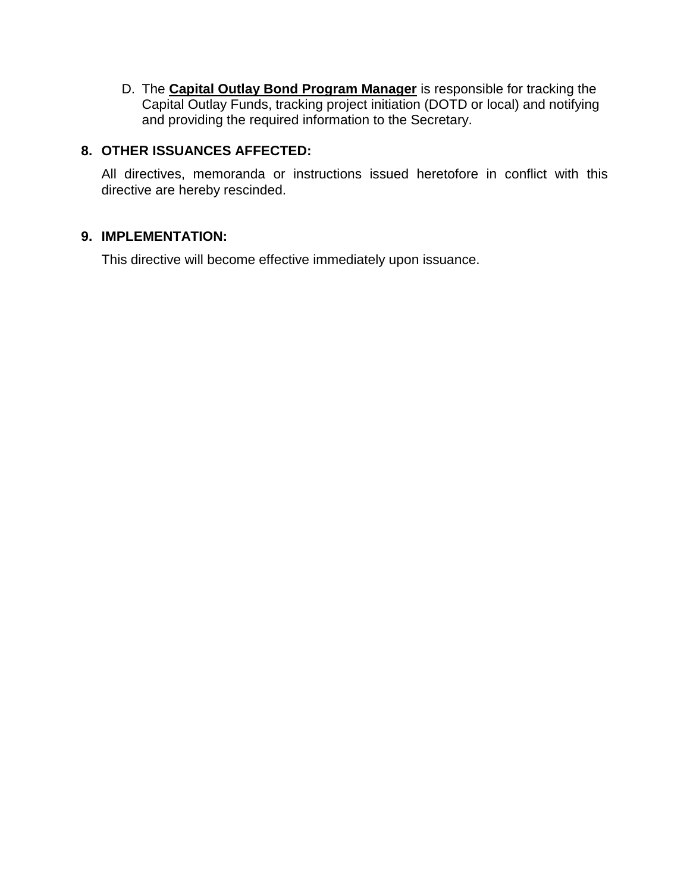D. The **Capital Outlay Bond Program Manager** is responsible for tracking the Capital Outlay Funds, tracking project initiation (DOTD or local) and notifying and providing the required information to the Secretary.

## 8. OTHER ISSUANCES AFFECTED:

All directives, memoranda or instructions issued heretofore in conflict with this directive are hereby rescinded.

## 9. IMPLEMENTATION:

This directive will become effective immediately upon issuance.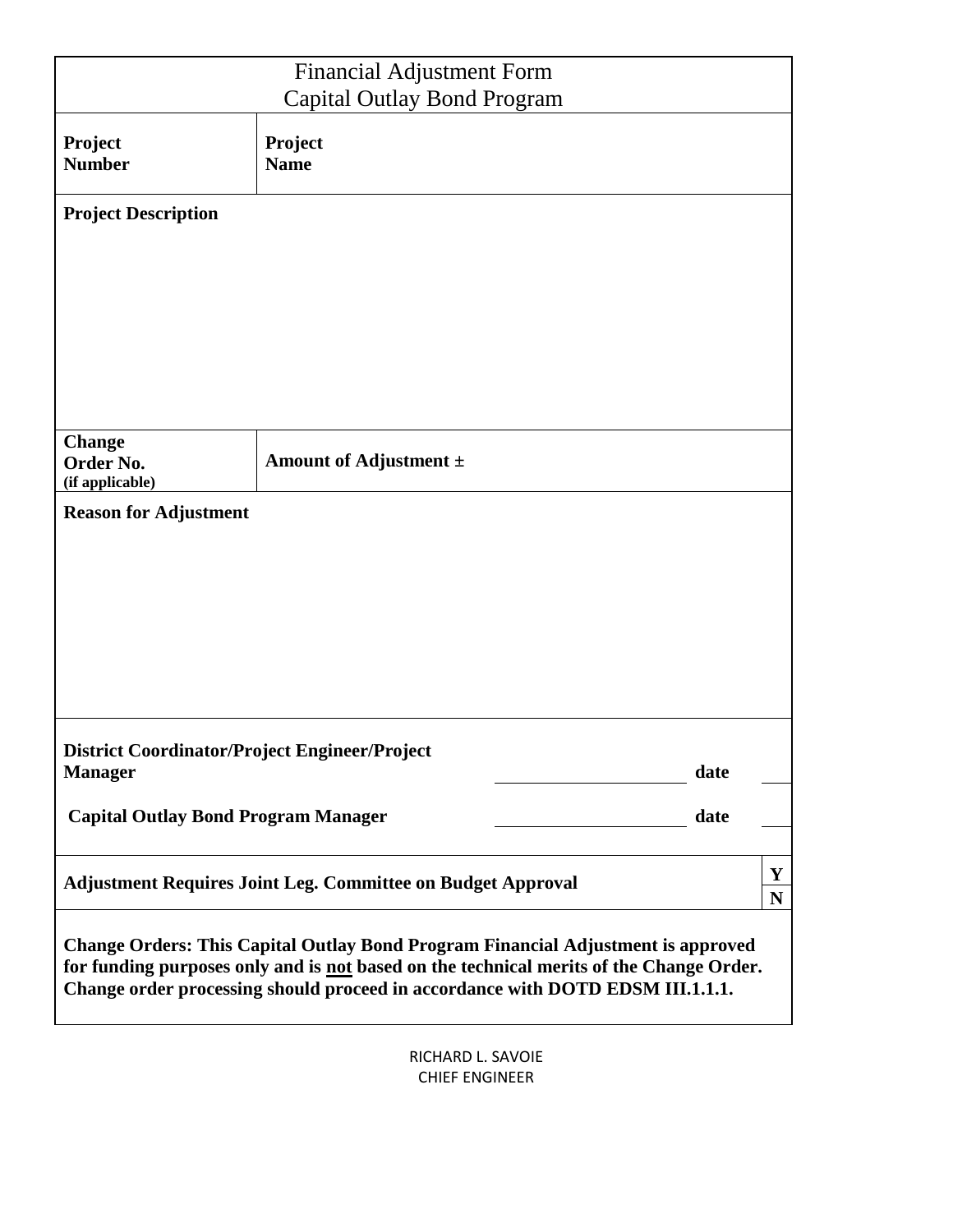# Financial Adjustment Form
## Capital Outlay Bond Program

| | |
|---|---|
| **Project Number** | **Project Name** |

**Project Description**

| | |
|---|---|
| **Change Order No.** **(if applicable)** | **Amount of Adjustment ±** |

**Reason for Adjustment**

**District Coordinator/Project Engineer/Project Manager** ____________ **date** ____

**Capital Outlay Bond Program Manager** ____________ **date** ____

**Adjustment Requires Joint Leg. Committee on Budget Approval** **Y** / **N**

**Change Orders: This Capital Outlay Bond Program Financial Adjustment is approved for funding purposes only and is <u>not</u> based on the technical merits of the Change Order. Change order processing should proceed in accordance with DOTD EDSM III.1.1.1.**

RICHARD L. SAVOIE
CHIEF ENGINEER